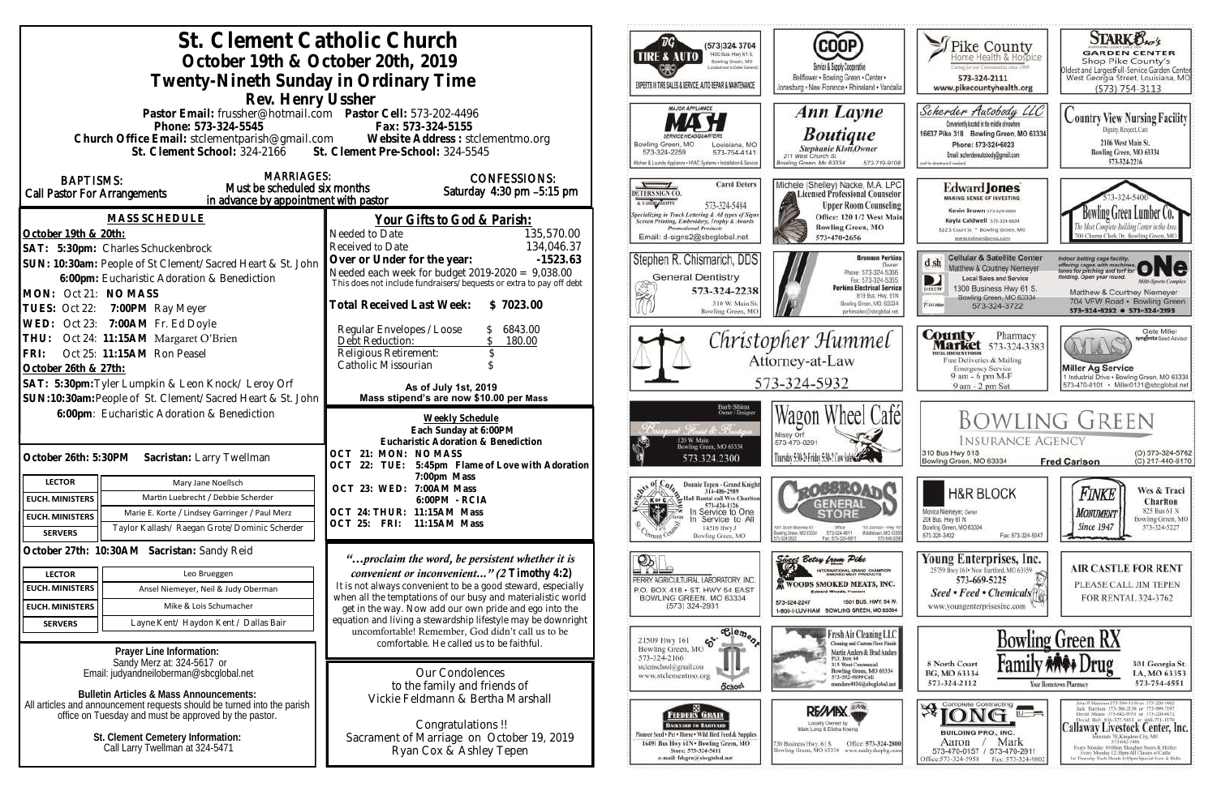# St. Clement Catholic Church

## October 19th & October 20th, 2019

## Twenty-Nineth Sunday in Ordinary Time

### Rev. Henry Ussher

**Pastor Email:** frussher@hotmail.com **Pastor Cell:** 573-202-4496

**Phone: 573-324-5545** **Fax: 573-324-5155**

**Church Office Email:** stclementparish@gmail.com **Website Address :** stclementmo.org

**St. Clement School:** 324-2166 **St. Clement Pre-School:** 324-5545

**BAPTISMS:** Call Pastor For Arrangements

**MARRIAGES:** Must be scheduled six months in advance by appointment with pastor

**CONFESSIONS:** Saturday 4:30 pm –5:15 pm

## MASS SCHEDULE

**October 19th & 20th:**

**SAT: 5:30pm:** Charles Schuckenbrock

**SUN: 10:30am:** People of St Clement/Sacred Heart & St. John

**6:00pm:** Eucharistic Adoration & Benediction

**MON:** Oct 21: **NO MASS**

**TUES:** Oct 22: **7:00PM** Ray Meyer

**WED:** Oct 23: **7:00AM** Fr. Ed Doyle

**THU:** Oct 24: **11:15AM** Margaret O'Brien

**FRI:** Oct 25: **11:15AM** Ron Peasel

**October 26th & 27th:**

**SAT: 5:30pm:** Tyler Lumpkin & Leon Knock/ Leroy Orf

**SUN:10:30am:** People of St. Clement/Sacred Heart & St. John

**6:00pm**: Eucharistic Adoration & Benediction

**October 26th: 5:30PM Sacristan:** Larry Twellman

| | |
|---|---|
| **LECTOR** | Mary Jane Noellsch |
| **EUCH. MINISTERS** | Martin Luebrecht / Debbie Scherder |
| **EUCH. MINISTERS** | Marie E. Korte / Lindsey Garringer / Paul Merz |
| **SERVERS** | Taylor Kallash/ Raegan Grote/Dominic Scherder |

**October 27th: 10:30AM Sacristan:** Sandy Reid

| | |
|---|---|
| **LECTOR** | Leo Brueggen |
| **EUCH. MINISTERS** | Ansel Niemeyer, Neil & Judy Oberman |
| **EUCH. MINISTERS** | Mike & Lois Schumacher |
| **SERVERS** | Layne Kent/ Haydon Kent / Dallas Bair |

**Prayer Line Information:**
Sandy Merz at: 324-5617 or
Email: judyandneiloberman@sbcglobal.net

**Bulletin Articles & Mass Announcements:**
All articles and announcement requests should be turned into the parish office on Tuesday and must be approved by the pastor.

**St. Clement Cemetery Information:**
Call Larry Twellman at 324-5471

## Your Gifts to God & Parish:

| | |
|---|---|
| Needed to Date | 135,570.00 |
| Received to Date | 134,046.37 |
| **Over or Under for the year:** | **-1523.63** |

Needed each week for budget 2019-2020 = 9,038.00
This does not include fundraisers/bequests or extra to pay off debt

**Total Received Last Week: $ 7023.00**

| | |
|---|---|
| Regular Envelopes / Loose | $ 6843.00 |
| Debt Reduction: | $ 180.00 |
| Religious Retirement: | $ |
| Catholic Missourian | $ |

**As of July 1st, 2019**
**Mass stipend's are now $10.00 per Mass**

### Weekly Schedule

**Each Sunday at 6:00PM**
**Eucharistic Adoration & Benediction**

**OCT 21: MON: NO MASS**
**OCT 22: TUE: 5:45pm Flame of Love with Adoration**
**7:00pm Mass**
**OCT 23: WED: 7:00AM Mass**
**6:00PM - RCIA**
**OCT 24: THUR: 11:15AM Mass**
**OCT 25: FRI: 11:15AM Mass**

*"…proclaim the word, be persistent whether it is convenient or inconvenient…" (2* **Timothy 4:2)**

It is not always convenient to be a good steward, especially when all the temptations of our busy and materialistic world get in the way. Now add our own pride and ego into the equation and living a stewardship lifestyle may be downright uncomfortable! Remember, God didn't call us to be comfortable. He called us to be faithful.

Our Condolences
to the family and friends of
Vickie Feldmann & Bertha Marshall

Congratulations !!
Sacrament of Marriage on October 19, 2019
Ryan Cox & Ashley Tepen

---

TG Tire & Auto — (573) 324-3704, 1400 Bus. Hwy 61 S, Bowling Green, MO. Experts in Tire Sales & Service, Auto Repair & Maintenance

COOP Service & Supply Cooperative — Bellflower • Bowling Green • Center • Jonesburg • New Florence • Rhineland • Vandalia

Pike County Home Health & Hospice — 573-324-2111, www.pikecountyhealth.org

Stark Bro's Garden Center — Shop Pike County's Oldest and Largest Full-Service Garden Center, West Georgia Street, Louisiana, MO (573) 754-3113

Major Appliance MASH Service Headquarters — Bowling Green, MO 573-324-2259; Louisiana, MO 573-754-4141. Kitchen & Laundry Appliance • HVAC Systems • Installation & Service

Ann Layne Boutique — Stephanie Klott, Owner, 211 West Church St., Bowling Green, Mo 63334, 573-719-9108

Scherder Autobody LLC — Conveniently located in the middle of nowhere, 16637 Pike 318 Bowling Green, MO 63334, Phone: 573-324-6023, Email: scherderautobody@gmail.com

Country View Nursing Facility — Dignity, Respect, Care, 2106 West Main St., Bowling Green, MO 63334, 573-324-2216

Peterssign Co. — Carol Deters, 573-324-5484. Specializing in Truck Lettering & All types of Signs, Screen Printing, Embroidery, Trophy & Awards, Promotional Products. Email: d-signs2@sbcglobal.net

Michele (Shelley) Nacke, M.A. LPC, Licensed Professional Counselor — Upper Room Counseling, Office: 120 1/2 West Main, Bowling Green, MO, 573-470-2656

Edward Jones — Making Sense of Investing. Kevin Brown, Kayla Caldwell, 8225 Court St. • Bowling Green, MO

Bowling Green Lumber Co. — 573-324-5400. The Most Complete Building Center in the Area. 700 Champ Clark Dr. Bowling Green, MO

Stephen R. Chismarich, DDS — General Dentistry, 573-324-2238, 310 W. Main St., Bowling Green, MO

Brennen Perkins, Owner — Perkins Electrical Service, Phone: 573-324-5366, Fax: 573-324-5355, 819 Bus. Hwy. 61N, Bowling Green, MO 63334, perkinselec@sbcglobal.net

dsh Cellular & Satellite Center — Matthew & Courtney Niemeyer, Local Sales and Service, 1300 Business Hwy 61 S., Bowling Green, MO 63334, 573-324-3722

ONE Multi-Sports Complex — Indoor batting cage facility offering cages with machines, tunes for pitching and turf for fielding. Open year round. Matthew & Courtney Niemeyer, 704 VFW Road • Bowling Green, 573-324-8282 • 573-324-2193

Christopher Hummel, Attorney-at-Law — 573-324-5932

County Market Pharmacy — 573-324-3383. Free Deliveries & Mailing, Emergency Service, 9 am - 6 pm M-F, 9 am - 2 pm Sat

MAS Miller Ag Service — Cete Miller, Syngenta Seed Advisor. 1 Industrial Drive • Bowling Green, MO 63334, 573-470-0101 • Miller0121@sbcglobal.net

Bouquet Floral & Boutique — Barb Shinn, Owner/Designer, 120 W. Main, Bowling Green, MO 63334, 573.324.2300

Wagon Wheel Café — Missy Orf, 573-470-0291, Thursday 5:30-2; Friday 5:30-1; Cow Sales

Bowling Green Insurance Agency — 310 Bus Hwy 61S, Bowling Green, MO 63334, Fred Carlson, (O) 573-324-5762, (C) 217-440-6170

Knights of Columbus — Donnie Tepen - Grand Knight 314-486-2989. Hall Rental call Wes Charlton 573-424-1126. In Service to One, In Service to All. 14516 Hwy J, Bowling Green, MO

Crossroads General Store — 107 South Business 61, Bowling Green, MO 63334, 573-324-6811; 18 Highway Hwy 161, Middletown, MO 63359, 573-549-2090

H&R Block — Monica Niemeyer, Owner, 206 Bus. Hwy 61 N, Bowling Green, MO 63334, 573-324-3402, Fax: 573-324-5047

Finke Monument — Since 1947. Wes & Traci Charlton, 825 Bus 61 N, Bowling Green, MO, 573-324-5227

Perry Agricultural Laboratory, Inc. — P.O. Box 418 • St. Hwy 54 East, Bowling Green, MO 63334, (573) 324-2931

Sweet Betsy from Pike — International Grand Champion. Woods Smoked Meats, Inc. Edward Woods, President. 573-324-2247, 1501 Bus. Hwy. 54 W., 1-800-I-LUV-HAM, Bowling Green, MO 63334

Young Enterprises, Inc. — 25759 Hwy 161 • New Hartford, MO 63359, 573-669-5225. Seed • Feed • Chemicals. www.youngenterprisesinc.com

Air Castle for Rent — Please call Jim Tepen for rental 324-3762

St. Clement School — 21509 Hwy 161, Bowling Green, MO, 573-324-2166, stclemschool@gmail.com, www.stclementmo.org

Fresh Air Cleaning LLC — Cleaning and Custom Floor Finish. Martin Anders & Brad Anders, P.O. Box 44, 315 West Centennial, Bowling Green, MO 63334, 573-592-9899 Cell, manders4036@sbcglobal.net

Bowling Green RX Family Drug — 8 North Court, BG, MO 63334, 573-324-2112; 301 Georgia St., LA, MO 63353, 573-754-4551. Your Hometown Pharmacy

Feeders Grain — Backyard to Barnyard. Pioneer Seed • Pet • Horse • Wild Bird Feed & Supplies. 16491 Bus Hwy 61N • Bowling Green, MO. Store: 573-324-5411, e-mail: fdsgrn@sbcglobal.net

RE/MAX — Locally Owned by Mark Long & Elisha Koenig. 730 Business Hwy. 61 S, Bowling Green, MO 63334. Office: 573-324-2800, www.realtyshopbg.com

Long Building Pro, Inc. — Complete Contracting. Aaron 573-470-0157 / Mark 573-470-2911. Office: 573-324-5958, Fax: 573-324-9802

Callaway Livestock Center, Inc. — Interstate 70, Kingdom City, MO, 573-642-7486. Every Monday 10:00am Slaughter Steers & Heifers, Every Monday 12:30pm All Classes of Cattle, 1st Thursday Each Month 6:00pm Special Cow & Bulls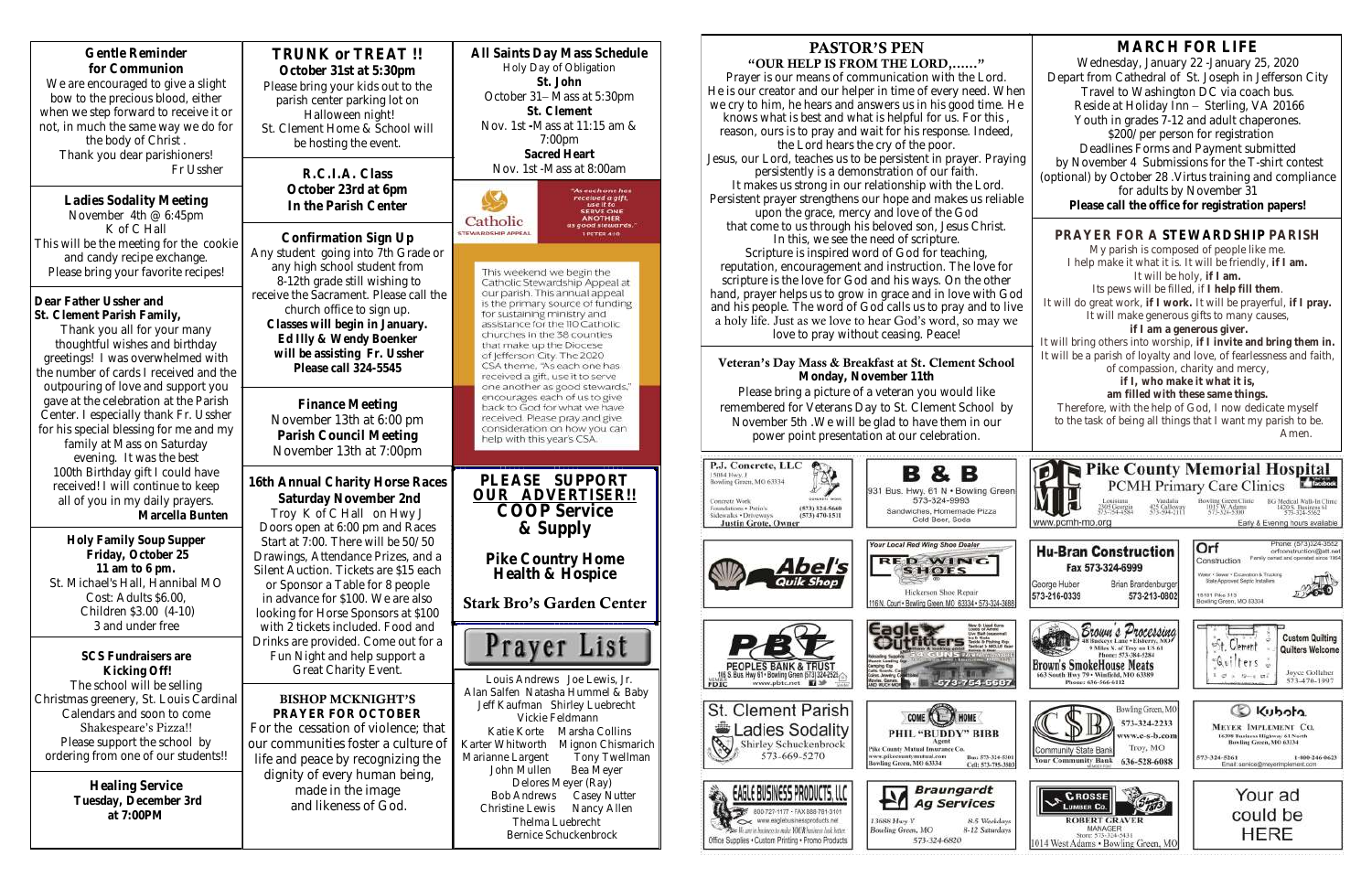## Gentle Reminder for Communion

We are encouraged to give a slight bow to the precious blood, either when we step forward to receive it or not, in much the same way we do for the body of Christ.
Thank you dear parishioners!
Fr Ussher

## Ladies Sodality Meeting

November 4th @ 6:45pm
K of C Hall
This will be the meeting for the cookie and candy recipe exchange. Please bring your favorite recipes!

**Dear Father Ussher and St. Clement Parish Family,**

Thank you all for your many thoughtful wishes and birthday greetings! I was overwhelmed with the number of cards I received and the outpouring of love and support you gave at the celebration at the Parish Center. I especially thank Fr. Ussher for his special blessing for me and my family at Mass on Saturday evening. It was the best 100th Birthday gift I could have received! I will continue to keep all of you in my daily prayers.
**Marcella Bunten**

## Holy Family Soup Supper

**Friday, October 25**
**11 am to 6 pm.**
St. Michael's Hall, Hannibal MO
Cost: Adults $6.00,
Children $3.00 (4-10)
3 and under free

## SCS Fundraisers are Kicking Off!

The school will be selling Christmas greenery, St. Louis Cardinal Calendars and soon to come Shakespeare's Pizza!! Please support the school by ordering from one of our students!!

## Healing Service

**Tuesday, December 3rd at 7:00PM**

## TRUNK or TREAT !!

**October 31st at 5:30pm**
Please bring your kids out to the parish center parking lot on Halloween night!
St. Clement Home & School will be hosting the event.

## R.C.I.A. Class

**October 23rd at 6pm**
**In the Parish Center**

## Confirmation Sign Up

Any student going into 7th Grade or any high school student from 8-12th grade still wishing to receive the Sacrament. Please call the church office to sign up.
**Classes will begin in January.**
**Ed Illy & Wendy Boenker will be assisting Fr. Ussher**
**Please call 324-5545**

## Finance Meeting

November 13th at 6:00 pm

## Parish Council Meeting

November 13th at 7:00pm

## 16th Annual Charity Horse Races

**Saturday November 2nd**
Troy K of C Hall on Hwy J
Doors open at 6:00 pm and Races Start at 7:00. There will be 50/50 Drawings, Attendance Prizes, and a Silent Auction. Tickets are $15 each or Sponsor a Table for 8 people in advance for $100. We are also looking for Horse Sponsors at $100 with 2 tickets included. Food and Drinks are provided. Come out for a Fun Night and help support a Great Charity Event.

## BISHOP MCKNIGHT'S PRAYER FOR OCTOBER

For the cessation of violence; that our communities foster a culture of life and peace by recognizing the dignity of every human being, made in the image and likeness of God.

## All Saints Day Mass Schedule

Holy Day of Obligation
**St. John**
October 31st – Mass at 5:30pm
**St. Clement**
Nov. 1st - Mass at 11:15 am & 7:00pm
**Sacred Heart**
Nov. 1st - Mass at 8:00am

Catholic Stewardship Appeal
"As each one has received a gift, use it to serve one another as good stewards." 1 Peter 4:10

This weekend we begin the Catholic Stewardship Appeal at our parish. This annual appeal is the primary source of funding for sustaining ministry and assistance for the 110 Catholic churches in the 38 counties that make up the Diocese of Jefferson City. The 2020 CSA theme, "As each one has received a gift, use it to serve one another as good stewards," encourages each of us to give back to God for what we have received. Please pray and give consideration on how you can help with this years CSA.

## PLEASE SUPPORT OUR ADVERTISER!!

**COOP Service & Supply**
**Pike Country Home Health & Hospice**
**Stark Bro's Garden Center**

## Prayer List

Louis Andrews Joe Lewis, Jr.
Alan Salfen Natasha Hummel & Baby
Jeff Kaufman Shirley Luebrecht
Vickie Feldmann
Katie Korte Marsha Collins
Karter Whitworth Mignon Chismarich
Marianne Largent Tony Twellman
John Mullen Bea Meyer
Delores Meyer (Ray)
Bob Andrews Casey Nutter
Christine Lewis Nancy Allen
Thelma Luebrecht
Bernice Schuckenbrock

## PASTOR'S PEN

**"OUR HELP IS FROM THE LORD,……"**

Prayer is our means of communication with the Lord. He is our creator and our helper in time of every need. When we cry to him, he hears and answers us in his good time. He knows what is best and what is helpful for us. For this, reason, ours is to pray and wait for his response. Indeed, the Lord hears the cry of the poor.
Jesus, our Lord, teaches us to be persistent in prayer. Praying persistently is a demonstration of our faith.
It makes us strong in our relationship with the Lord. Persistent prayer strengthens our hope and makes us reliable upon the grace, mercy and love of the God that come to us through his beloved son, Jesus Christ.
In this, we see the need of scripture.
Scripture is inspired word of God for teaching, reputation, encouragement and instruction. The love for scripture is the love for God and his ways. On the other hand, prayer helps us to grow in grace and in love with God and his people. The word of God calls us to pray and to live a holy life. Just as we love to hear God's word, so we may love to pray without ceasing. Peace!

## Veteran's Day Mass & Breakfast at St. Clement School

**Monday, November 11th**
Please bring a picture of a veteran you would like remembered for Veterans Day to St. Clement School by November 5th .We will be glad to have them in our power point presentation at our celebration.

## MARCH FOR LIFE

Wednesday, January 22 -January 25, 2020
Depart from Cathedral of St. Joseph in Jefferson City
Travel to Washington DC via coach bus.
Reside at Holiday Inn – Sterling, VA 20166
Youth in grades 7-12 and adult chaperones.
$200/per person for registration
Deadlines Forms and Payment submitted by November 4 Submissions for the T-shirt contest (optional) by October 28 .Virtus training and compliance for adults by November 31
**Please call the office for registration papers!**

## PRAYER FOR A STEWARDSHIP PARISH

My parish is composed of people like me.
I help make it what it is. It will be friendly, **if I am.**
It will be holy, **if I am.**
Its pews will be filled, **if I help fill them**.
It will do great work, **if I work.** It will be prayerful, **if I pray.**
It will make generous gifts to many causes,
**if I am a generous giver.**
It will bring others into worship, **if I invite and bring them in.**
It will be a parish of loyalty and love, of fearlessness and faith, of compassion, charity and mercy,
**if I, who make it what it is, am filled with these same things.**
Therefore, with the help of God, I now dedicate myself to the task of being all things that I want my parish to be.
Amen.

P.J. Concrete, LLC — 15084 Hwy J, Bowling Green, MO 63334 — Concrete Work, Foundations • Patio's, Sidewalks • Driveways — (573) 324-5660, (573) 470-1511 — Justin Grote, Owner

B & B — 931 Bus. Hwy. 61 N • Bowling Green — 573-324-9993 — Sandwiches, Homemade Pizza, Cold Beer, Soda

Pike County Memorial Hospital — PCMH Primary Care Clinics — Louisiana 2305 Georgia 573-754-4584 — Vandalia 425 Calloway 573-594-2111 — Bowling Green Clinic 1015 W. Adams 573-324-5380 — BG Medical Walk-In Clinic 1420 S. Business 61 573-324-5562 — www.pcmh-mo.org — Early & Evening hours available

Abel's Quik Shop

Your Local Red Wing Shoe Dealer — Red Wing Shoes — Hickerson Shoe Repair — 116 N. Court • Bowling Green MO 63334 • 573-324-3688

Hu-Bran Construction — Fax 573-324-6999 — George Huber 573-216-0339 — Brian Brandenburger 573-213-0802

Orf Construction — Phone: (573)324-3552 — orfconstruction@att.net — Family owned and operated since 1954 — Water • Sewer • Excavation & Trucking — State Approved Septic Installers — 15101 Pike 313, Bowling Green, MO 63334

PBT Peoples Bank & Trust — 116 S. Bus. Hwy 61 • Bowling Green (573) 324-2525 — www.pbtc.net — Member FDIC

Eagle Outfitters — 573-754-6687

Brown's Processing — 48 Buckeye Lane • Elsberry, MO — 9 Miles N. of Troy on US 61 — Phone: 573-384-5284 — Brown's SmokeHouse Meats — 163 South Hwy 79 • Winfield, MO 63389 — Phone: 636-566-6112

St. Clement Quilters — Custom Quilting, Quilters Welcome — Joyce Gollaher 573-470-1997

St. Clement Parish Ladies Sodality — Shirley Schuckenbrock — 573-669-5270

Come Home — Phil "Buddy" Bibb, Agent — Pike County Mutual Insurance Co. — www.pikecountymutual.com — Bowling Green, MO 63334 — Bus: 573-324-5101 — Cell: 573-795-3803

Community State Bank — Bowling Green, MO 573-324-2233 — www.c-s-b.com — Troy, MO 636-528-6088 — Your Community Bank

Kubota — Meyer Implement Co. — 16398 Business Highway 61 North, Bowling Green, MO 63334 — 573-324-5261 — 1-800-246-0623 — Email: service@meyerimplement.com

Eagle Business Products, LLC — 800-727-1177 • Fax 888-781-3101 — www.eaglebusinessproducts.net — Office Supplies • Custom Printing • Promo Products

Braungardt Ag Services — 13688 Hwy Y, Bowling Green, MO — 573-324-6820 — 8-5 Weekdays, 8-12 Saturdays

Crosse Lumber Co. — Robert Graver, Manager — Store: 573-324-5431 — 1014 West Adams • Bowling Green, MO

Your ad could be HERE